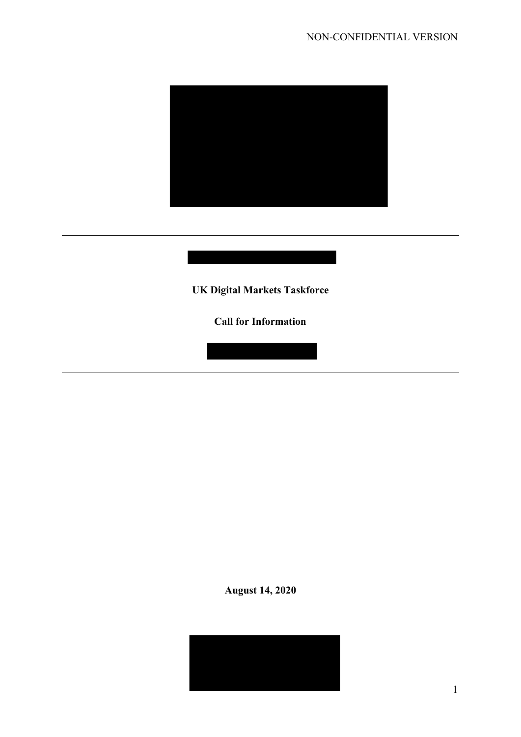NON-CONFIDENTIAL VERSION

---

**UK Digital Markets Taskforce**

**Call for Information**

---

**August 14, 2020**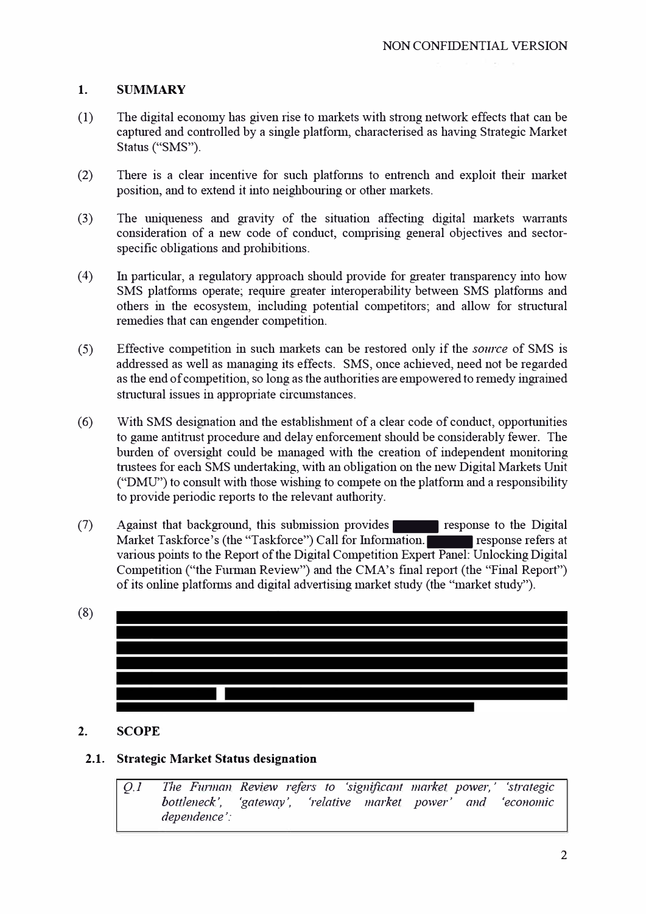## 1. SUMMARY

(1) The digital economy has given rise to markets with strong network effects that can be captured and controlled by a single platform, characterised as having Strategic Market Status ("SMS").

(2) There is a clear incentive for such platforms to entrench and exploit their market position, and to extend it into neighbouring or other markets.

(3) The uniqueness and gravity of the situation affecting digital markets warrants consideration of a new code of conduct, comprising general objectives and sector-specific obligations and prohibitions.

(4) In particular, a regulatory approach should provide for greater transparency into how SMS platforms operate; require greater interoperability between SMS platforms and others in the ecosystem, including potential competitors; and allow for structural remedies that can engender competition.

(5) Effective competition in such markets can be restored only if the *source* of SMS is addressed as well as managing its effects. SMS, once achieved, need not be regarded as the end of competition, so long as the authorities are empowered to remedy ingrained structural issues in appropriate circumstances.

(6) With SMS designation and the establishment of a clear code of conduct, opportunities to game antitrust procedure and delay enforcement should be considerably fewer. The burden of oversight could be managed with the creation of independent monitoring trustees for each SMS undertaking, with an obligation on the new Digital Markets Unit ("DMU") to consult with those wishing to compete on the platform and a responsibility to provide periodic reports to the relevant authority.

(7) Against that background, this submission provides [REDACTED] response to the Digital Market Taskforce's (the "Taskforce") Call for Information. [REDACTED] response refers at various points to the Report of the Digital Competition Expert Panel: Unlocking Digital Competition ("the Furman Review") and the CMA's final report (the "Final Report") of its online platforms and digital advertising market study (the "market study").

(8) [REDACTED]

## 2. SCOPE

### 2.1. Strategic Market Status designation

> *Q.1 The Furman Review refers to 'significant market power,' 'strategic bottleneck', 'gateway', 'relative market power' and 'economic dependence':*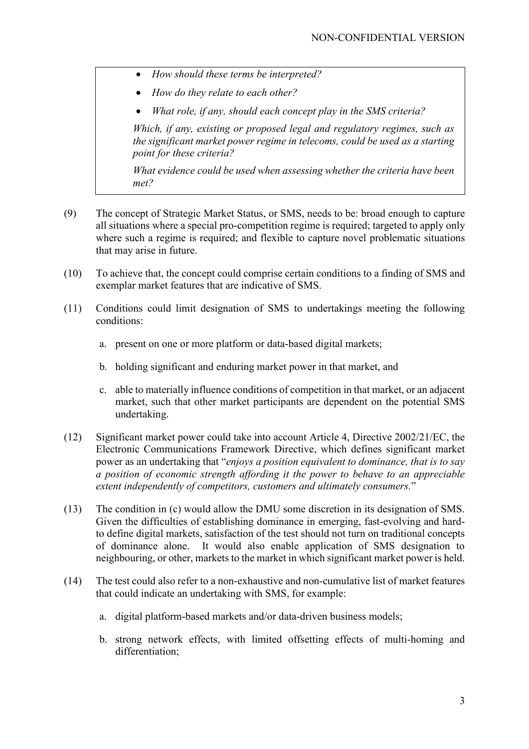- *How should these terms be interpreted?*
- *How do they relate to each other?*
- *What role, if any, should each concept play in the SMS criteria?*

*Which, if any, existing or proposed legal and regulatory regimes, such as the significant market power regime in telecoms, could be used as a starting point for these criteria?*

*What evidence could be used when assessing whether the criteria have been met?*

(9) The concept of Strategic Market Status, or SMS, needs to be: broad enough to capture all situations where a special pro-competition regime is required; targeted to apply only where such a regime is required; and flexible to capture novel problematic situations that may arise in future.

(10) To achieve that, the concept could comprise certain conditions to a finding of SMS and exemplar market features that are indicative of SMS.

(11) Conditions could limit designation of SMS to undertakings meeting the following conditions:

a. present on one or more platform or data-based digital markets;

b. holding significant and enduring market power in that market, and

c. able to materially influence conditions of competition in that market, or an adjacent market, such that other market participants are dependent on the potential SMS undertaking.

(12) Significant market power could take into account Article 4, Directive 2002/21/EC, the Electronic Communications Framework Directive, which defines significant market power as an undertaking that "*enjoys a position equivalent to dominance, that is to say a position of economic strength affording it the power to behave to an appreciable extent independently of competitors, customers and ultimately consumers.*"

(13) The condition in (c) would allow the DMU some discretion in its designation of SMS. Given the difficulties of establishing dominance in emerging, fast-evolving and hard-to define digital markets, satisfaction of the test should not turn on traditional concepts of dominance alone. It would also enable application of SMS designation to neighbouring, or other, markets to the market in which significant market power is held.

(14) The test could also refer to a non-exhaustive and non-cumulative list of market features that could indicate an undertaking with SMS, for example:

a. digital platform-based markets and/or data-driven business models;

b. strong network effects, with limited offsetting effects of multi-homing and differentiation;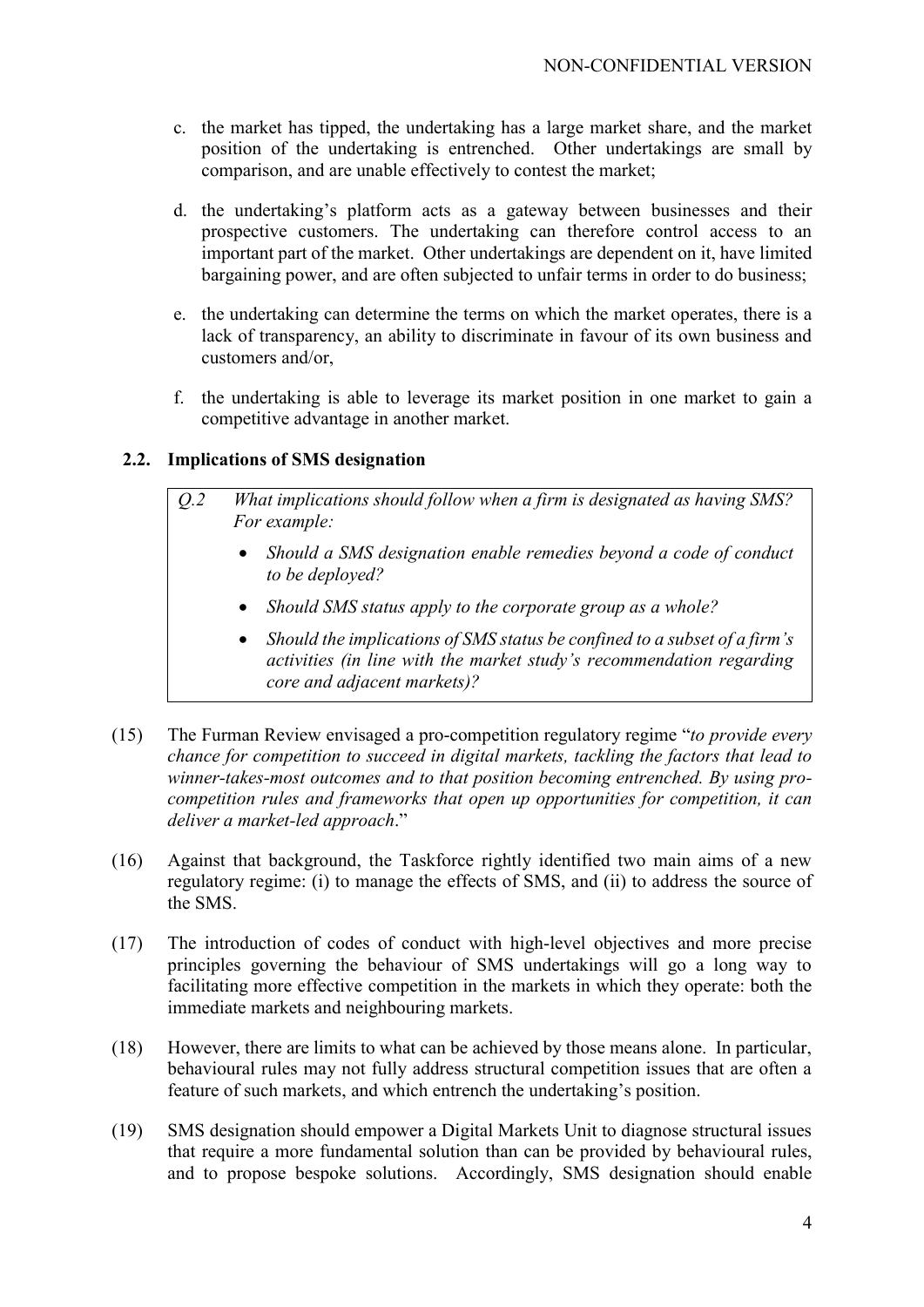c. the market has tipped, the undertaking has a large market share, and the market position of the undertaking is entrenched. Other undertakings are small by comparison, and are unable effectively to contest the market;

d. the undertaking's platform acts as a gateway between businesses and their prospective customers. The undertaking can therefore control access to an important part of the market. Other undertakings are dependent on it, have limited bargaining power, and are often subjected to unfair terms in order to do business;

e. the undertaking can determine the terms on which the market operates, there is a lack of transparency, an ability to discriminate in favour of its own business and customers and/or,

f. the undertaking is able to leverage its market position in one market to gain a competitive advantage in another market.

### 2.2. Implications of SMS designation

> *Q.2 What implications should follow when a firm is designated as having SMS? For example:*
>
> - *Should a SMS designation enable remedies beyond a code of conduct to be deployed?*
> - *Should SMS status apply to the corporate group as a whole?*
> - *Should the implications of SMS status be confined to a subset of a firm's activities (in line with the market study's recommendation regarding core and adjacent markets)?*

(15) The Furman Review envisaged a pro-competition regulatory regime "*to provide every chance for competition to succeed in digital markets, tackling the factors that lead to winner-takes-most outcomes and to that position becoming entrenched. By using pro-competition rules and frameworks that open up opportunities for competition, it can deliver a market-led approach*."

(16) Against that background, the Taskforce rightly identified two main aims of a new regulatory regime: (i) to manage the effects of SMS, and (ii) to address the source of the SMS.

(17) The introduction of codes of conduct with high-level objectives and more precise principles governing the behaviour of SMS undertakings will go a long way to facilitating more effective competition in the markets in which they operate: both the immediate markets and neighbouring markets.

(18) However, there are limits to what can be achieved by those means alone. In particular, behavioural rules may not fully address structural competition issues that are often a feature of such markets, and which entrench the undertaking's position.

(19) SMS designation should empower a Digital Markets Unit to diagnose structural issues that require a more fundamental solution than can be provided by behavioural rules, and to propose bespoke solutions. Accordingly, SMS designation should enable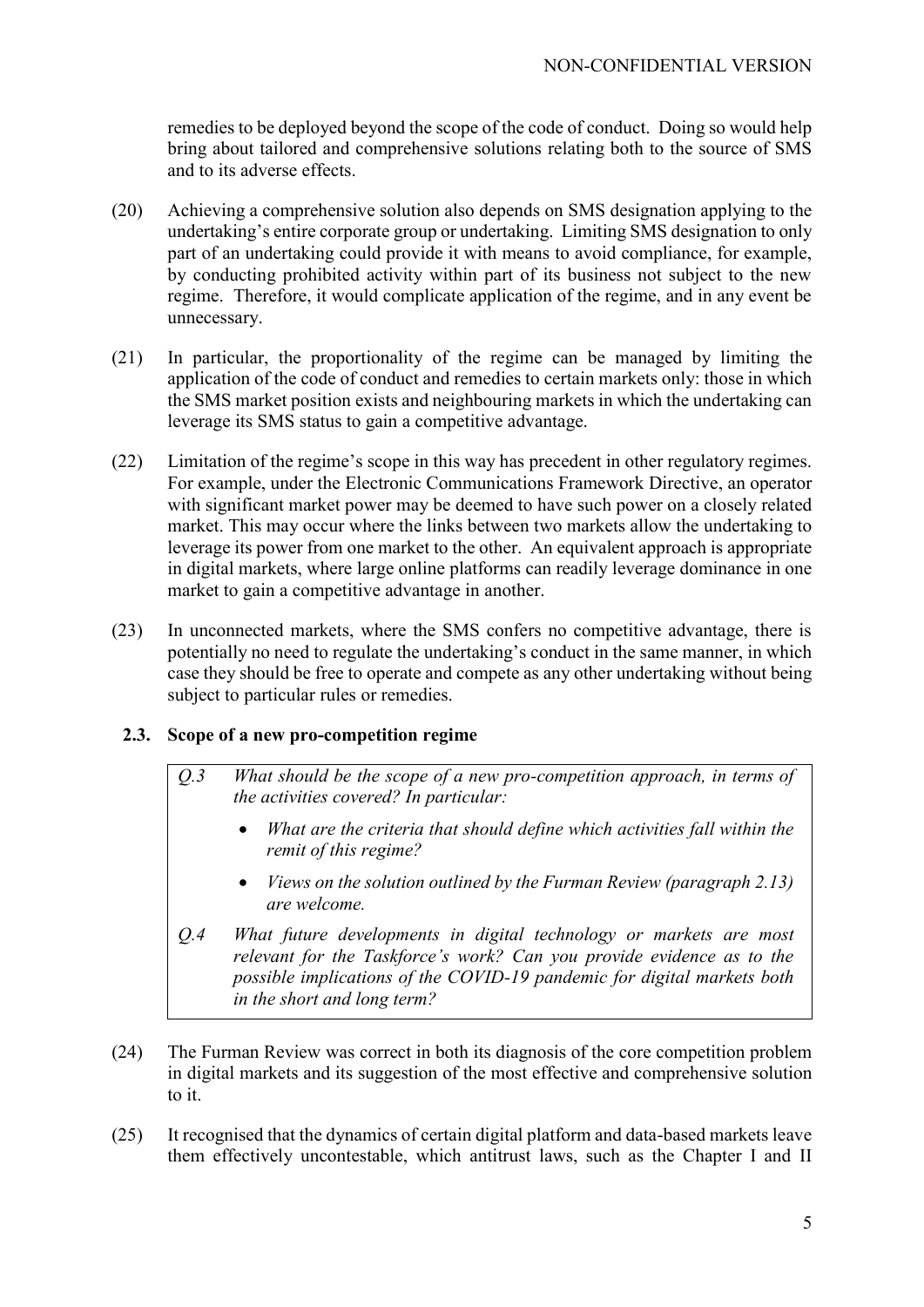remedies to be deployed beyond the scope of the code of conduct. Doing so would help bring about tailored and comprehensive solutions relating both to the source of SMS and to its adverse effects.

(20) Achieving a comprehensive solution also depends on SMS designation applying to the undertaking's entire corporate group or undertaking. Limiting SMS designation to only part of an undertaking could provide it with means to avoid compliance, for example, by conducting prohibited activity within part of its business not subject to the new regime. Therefore, it would complicate application of the regime, and in any event be unnecessary.

(21) In particular, the proportionality of the regime can be managed by limiting the application of the code of conduct and remedies to certain markets only: those in which the SMS market position exists and neighbouring markets in which the undertaking can leverage its SMS status to gain a competitive advantage.

(22) Limitation of the regime's scope in this way has precedent in other regulatory regimes. For example, under the Electronic Communications Framework Directive, an operator with significant market power may be deemed to have such power on a closely related market. This may occur where the links between two markets allow the undertaking to leverage its power from one market to the other. An equivalent approach is appropriate in digital markets, where large online platforms can readily leverage dominance in one market to gain a competitive advantage in another.

(23) In unconnected markets, where the SMS confers no competitive advantage, there is potentially no need to regulate the undertaking's conduct in the same manner, in which case they should be free to operate and compete as any other undertaking without being subject to particular rules or remedies.

### 2.3. Scope of a new pro-competition regime

> *Q.3 What should be the scope of a new pro-competition approach, in terms of the activities covered? In particular:*
>
> - *What are the criteria that should define which activities fall within the remit of this regime?*
> - *Views on the solution outlined by the Furman Review (paragraph 2.13) are welcome.*
>
> *Q.4 What future developments in digital technology or markets are most relevant for the Taskforce's work? Can you provide evidence as to the possible implications of the COVID-19 pandemic for digital markets both in the short and long term?*

(24) The Furman Review was correct in both its diagnosis of the core competition problem in digital markets and its suggestion of the most effective and comprehensive solution to it.

(25) It recognised that the dynamics of certain digital platform and data-based markets leave them effectively uncontestable, which antitrust laws, such as the Chapter I and II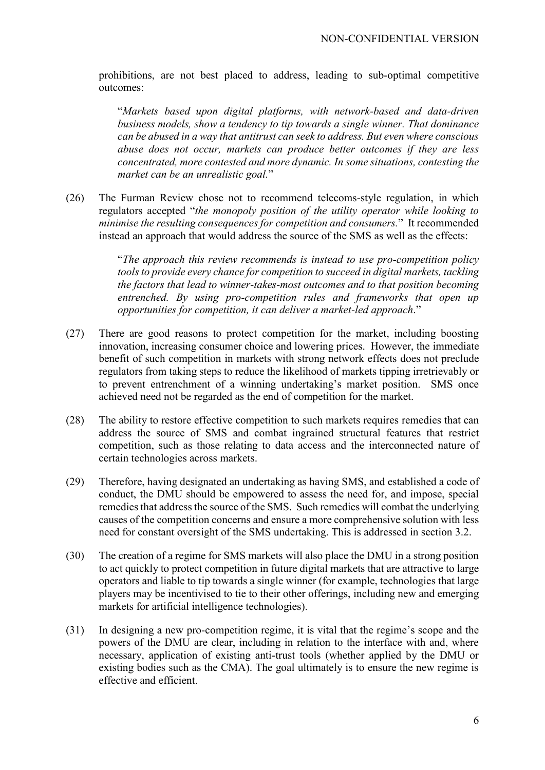prohibitions, are not best placed to address, leading to sub-optimal competitive outcomes:

> "*Markets based upon digital platforms, with network-based and data-driven business models, show a tendency to tip towards a single winner. That dominance can be abused in a way that antitrust can seek to address. But even where conscious abuse does not occur, markets can produce better outcomes if they are less concentrated, more contested and more dynamic. In some situations, contesting the market can be an unrealistic goal.*"

(26) The Furman Review chose not to recommend telecoms-style regulation, in which regulators accepted "*the monopoly position of the utility operator while looking to minimise the resulting consequences for competition and consumers.*" It recommended instead an approach that would address the source of the SMS as well as the effects:

> "*The approach this review recommends is instead to use pro-competition policy tools to provide every chance for competition to succeed in digital markets, tackling the factors that lead to winner-takes-most outcomes and to that position becoming entrenched. By using pro-competition rules and frameworks that open up opportunities for competition, it can deliver a market-led approach*."

(27) There are good reasons to protect competition for the market, including boosting innovation, increasing consumer choice and lowering prices. However, the immediate benefit of such competition in markets with strong network effects does not preclude regulators from taking steps to reduce the likelihood of markets tipping irretrievably or to prevent entrenchment of a winning undertaking's market position. SMS once achieved need not be regarded as the end of competition for the market.

(28) The ability to restore effective competition to such markets requires remedies that can address the source of SMS and combat ingrained structural features that restrict competition, such as those relating to data access and the interconnected nature of certain technologies across markets.

(29) Therefore, having designated an undertaking as having SMS, and established a code of conduct, the DMU should be empowered to assess the need for, and impose, special remedies that address the source of the SMS. Such remedies will combat the underlying causes of the competition concerns and ensure a more comprehensive solution with less need for constant oversight of the SMS undertaking. This is addressed in section 3.2.

(30) The creation of a regime for SMS markets will also place the DMU in a strong position to act quickly to protect competition in future digital markets that are attractive to large operators and liable to tip towards a single winner (for example, technologies that large players may be incentivised to tie to their other offerings, including new and emerging markets for artificial intelligence technologies).

(31) In designing a new pro-competition regime, it is vital that the regime's scope and the powers of the DMU are clear, including in relation to the interface with and, where necessary, application of existing anti-trust tools (whether applied by the DMU or existing bodies such as the CMA). The goal ultimately is to ensure the new regime is effective and efficient.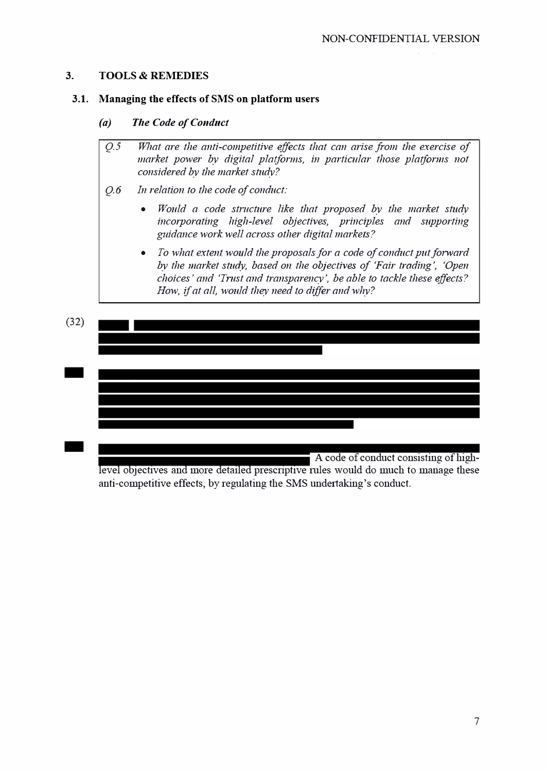## 3. TOOLS & REMEDIES

### 3.1. Managing the effects of SMS on platform users

#### *(a) The Code of Conduct*

> *Q.5 What are the anti-competitive effects that can arise from the exercise of market power by digital platforms, in particular those platforms not considered by the market study?*
>
> *Q.6 In relation to the code of conduct:*
>
> - *Would a code structure like that proposed by the market study incorporating high-level objectives, principles and supporting guidance work well across other digital markets?*
> - *To what extent would the proposals for a code of conduct put forward by the market study, based on the objectives of 'Fair trading', 'Open choices' and 'Trust and transparency', be able to tackle these effects? How, if at all, would they need to differ and why?*

(32) [REDACTED]

[REDACTED] [REDACTED]

[REDACTED] [REDACTED] A code of conduct consisting of high-level objectives and more detailed prescriptive rules would do much to manage these anti-competitive effects, by regulating the SMS undertaking's conduct.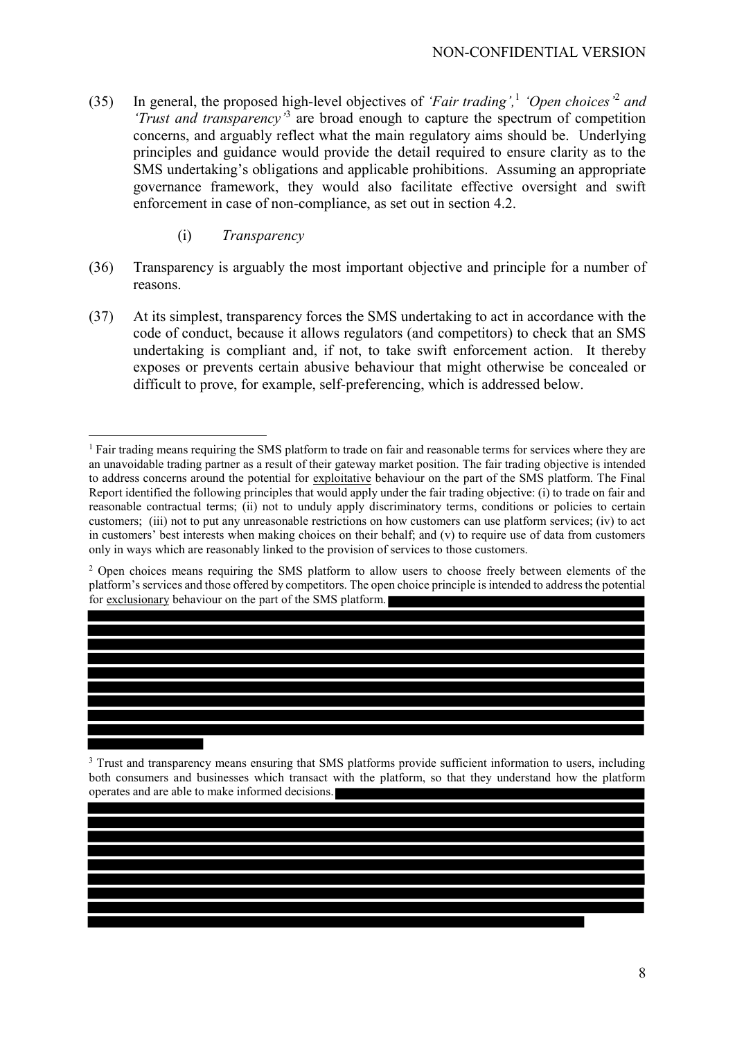(35) In general, the proposed high-level objectives of *'Fair trading',*[1] *'Open choices'*[2] *and 'Trust and transparency'*[3] are broad enough to capture the spectrum of competition concerns, and arguably reflect what the main regulatory aims should be. Underlying principles and guidance would provide the detail required to ensure clarity as to the SMS undertaking's obligations and applicable prohibitions. Assuming an appropriate governance framework, they would also facilitate effective oversight and swift enforcement in case of non-compliance, as set out in section 4.2.

(i) *Transparency*

(36) Transparency is arguably the most important objective and principle for a number of reasons.

(37) At its simplest, transparency forces the SMS undertaking to act in accordance with the code of conduct, because it allows regulators (and competitors) to check that an SMS undertaking is compliant and, if not, to take swift enforcement action. It thereby exposes or prevents certain abusive behaviour that might otherwise be concealed or difficult to prove, for example, self-preferencing, which is addressed below.

---

[1] Fair trading means requiring the SMS platform to trade on fair and reasonable terms for services where they are an unavoidable trading partner as a result of their gateway market position. The fair trading objective is intended to address concerns around the potential for exploitative behaviour on the part of the SMS platform. The Final Report identified the following principles that would apply under the fair trading objective: (i) to trade on fair and reasonable contractual terms; (ii) not to unduly apply discriminatory terms, conditions or policies to certain customers; (iii) not to put any unreasonable restrictions on how customers can use platform services; (iv) to act in customers' best interests when making choices on their behalf; and (v) to require use of data from customers only in ways which are reasonably linked to the provision of services to those customers.

[2] Open choices means requiring the SMS platform to allow users to choose freely between elements of the platform's services and those offered by competitors. The open choice principle is intended to address the potential for exclusionary behaviour on the part of the SMS platform. [REDACTED]

[3] Trust and transparency means ensuring that SMS platforms provide sufficient information to users, including both consumers and businesses which transact with the platform, so that they understand how the platform operates and are able to make informed decisions. [REDACTED]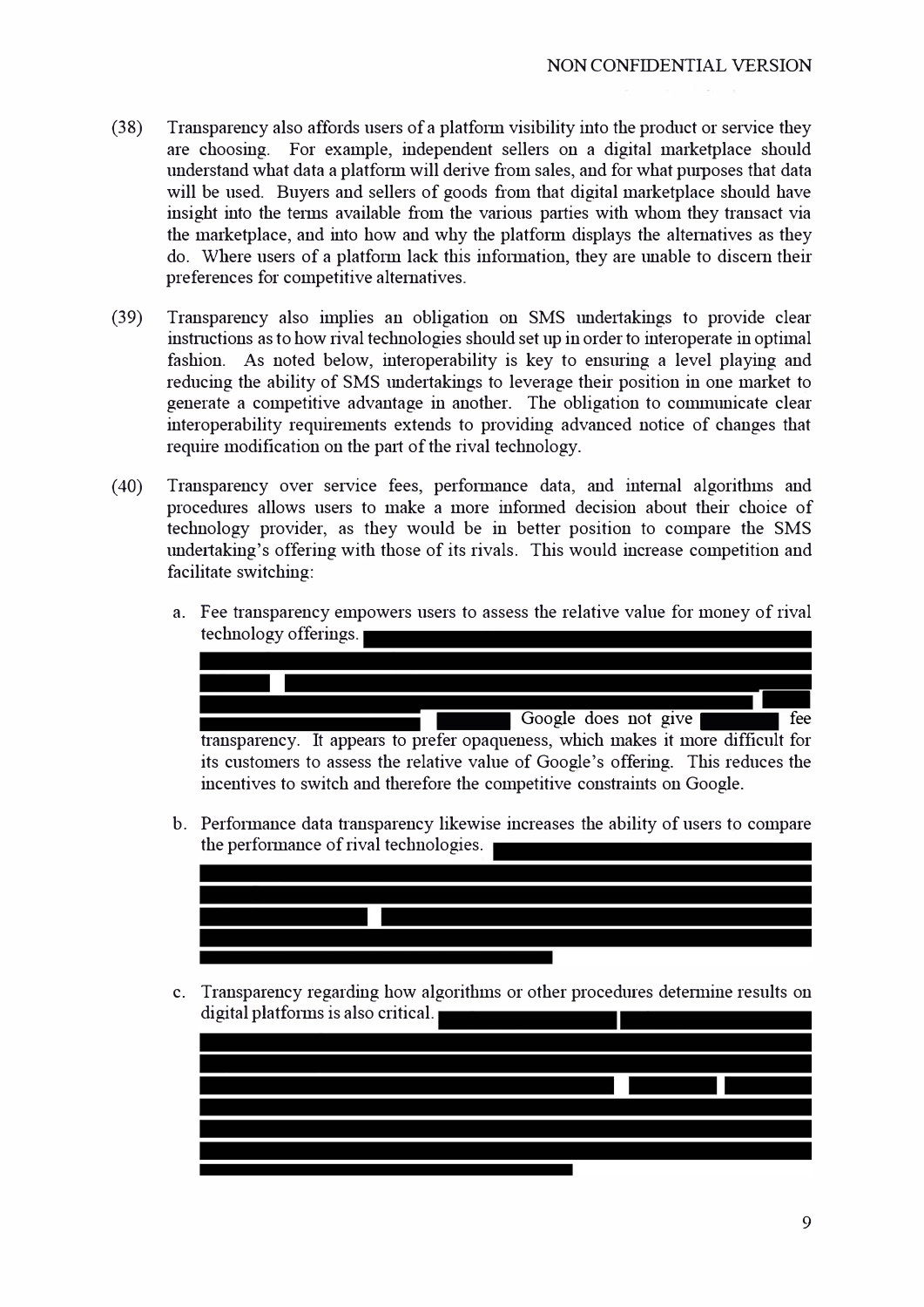(38) Transparency also affords users of a platform visibility into the product or service they are choosing. For example, independent sellers on a digital marketplace should understand what data a platform will derive from sales, and for what purposes that data will be used. Buyers and sellers of goods from that digital marketplace should have insight into the terms available from the various parties with whom they transact via the marketplace, and into how and why the platform displays the alternatives as they do. Where users of a platform lack this information, they are unable to discern their preferences for competitive alternatives.

(39) Transparency also implies an obligation on SMS undertakings to provide clear instructions as to how rival technologies should set up in order to interoperate in optimal fashion. As noted below, interoperability is key to ensuring a level playing and reducing the ability of SMS undertakings to leverage their position in one market to generate a competitive advantage in another. The obligation to communicate clear interoperability requirements extends to providing advanced notice of changes that require modification on the part of the rival technology.

(40) Transparency over service fees, performance data, and internal algorithms and procedures allows users to make a more informed decision about their choice of technology provider, as they would be in better position to compare the SMS undertaking's offering with those of its rivals. This would increase competition and facilitate switching:

a. Fee transparency empowers users to assess the relative value for money of rival technology offerings. [REDACTED] Google does not give [REDACTED] fee transparency. It appears to prefer opaqueness, which makes it more difficult for its customers to assess the relative value of Google's offering. This reduces the incentives to switch and therefore the competitive constraints on Google.

b. Performance data transparency likewise increases the ability of users to compare the performance of rival technologies. [REDACTED]

c. Transparency regarding how algorithms or other procedures determine results on digital platforms is also critical. [REDACTED]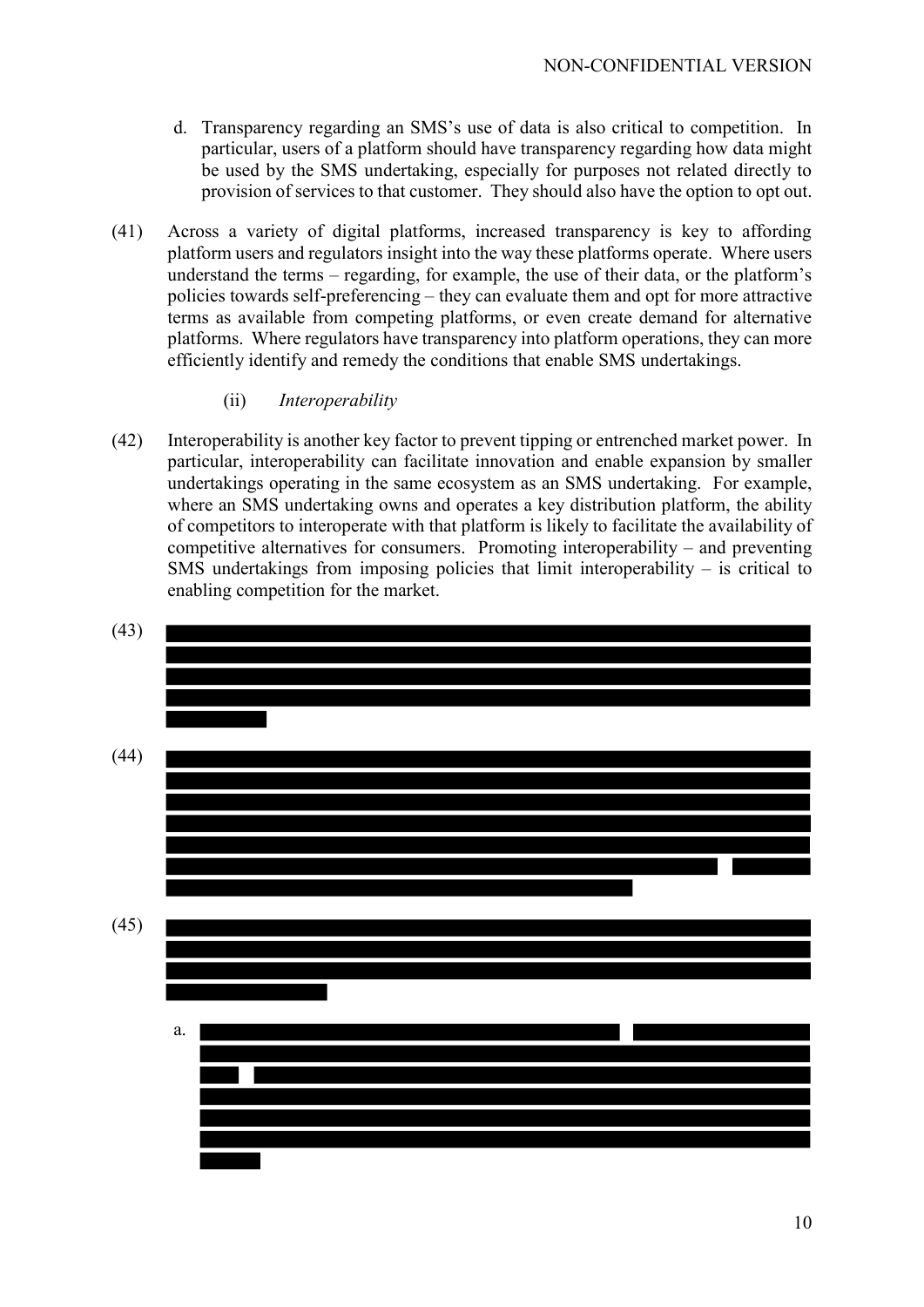d. Transparency regarding an SMS's use of data is also critical to competition. In particular, users of a platform should have transparency regarding how data might be used by the SMS undertaking, especially for purposes not related directly to provision of services to that customer. They should also have the option to opt out.

(41) Across a variety of digital platforms, increased transparency is key to affording platform users and regulators insight into the way these platforms operate. Where users understand the terms – regarding, for example, the use of their data, or the platform's policies towards self-preferencing – they can evaluate them and opt for more attractive terms as available from competing platforms, or even create demand for alternative platforms. Where regulators have transparency into platform operations, they can more efficiently identify and remedy the conditions that enable SMS undertakings.

(ii) *Interoperability*

(42) Interoperability is another key factor to prevent tipping or entrenched market power. In particular, interoperability can facilitate innovation and enable expansion by smaller undertakings operating in the same ecosystem as an SMS undertaking. For example, where an SMS undertaking owns and operates a key distribution platform, the ability of competitors to interoperate with that platform is likely to facilitate the availability of competitive alternatives for consumers. Promoting interoperability – and preventing SMS undertakings from imposing policies that limit interoperability – is critical to enabling competition for the market.

(43)

(44)

(45)

a.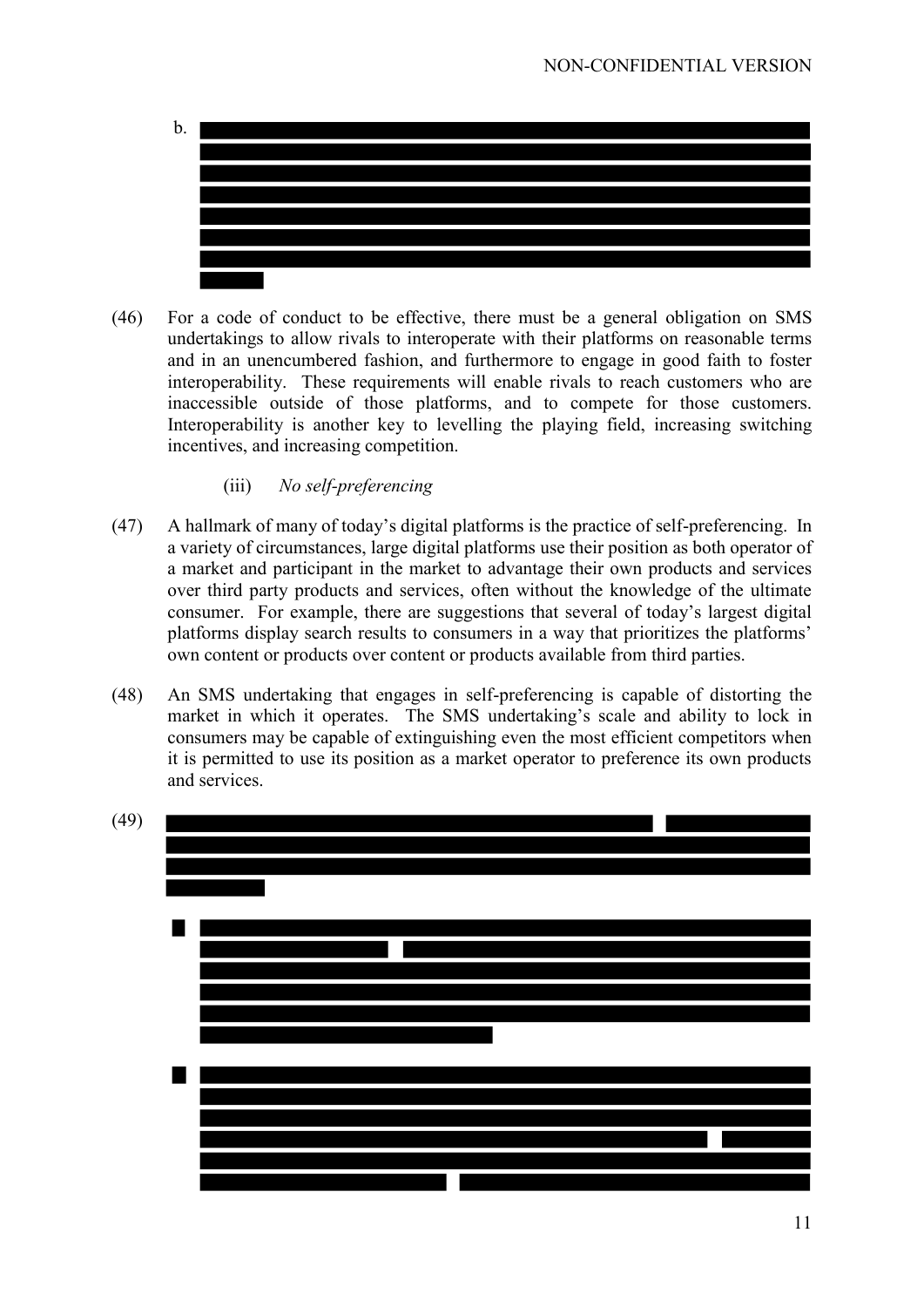b. [REDACTED]

(46) For a code of conduct to be effective, there must be a general obligation on SMS undertakings to allow rivals to interoperate with their platforms on reasonable terms and in an unencumbered fashion, and furthermore to engage in good faith to foster interoperability. These requirements will enable rivals to reach customers who are inaccessible outside of those platforms, and to compete for those customers. Interoperability is another key to levelling the playing field, increasing switching incentives, and increasing competition.

(iii) *No self-preferencing*

(47) A hallmark of many of today's digital platforms is the practice of self-preferencing. In a variety of circumstances, large digital platforms use their position as both operator of a market and participant in the market to advantage their own products and services over third party products and services, often without the knowledge of the ultimate consumer. For example, there are suggestions that several of today's largest digital platforms display search results to consumers in a way that prioritizes the platforms' own content or products over content or products available from third parties.

(48) An SMS undertaking that engages in self-preferencing is capable of distorting the market in which it operates. The SMS undertaking's scale and ability to lock in consumers may be capable of extinguishing even the most efficient competitors when it is permitted to use its position as a market operator to preference its own products and services.

(49) [REDACTED]

[REDACTED]

[REDACTED]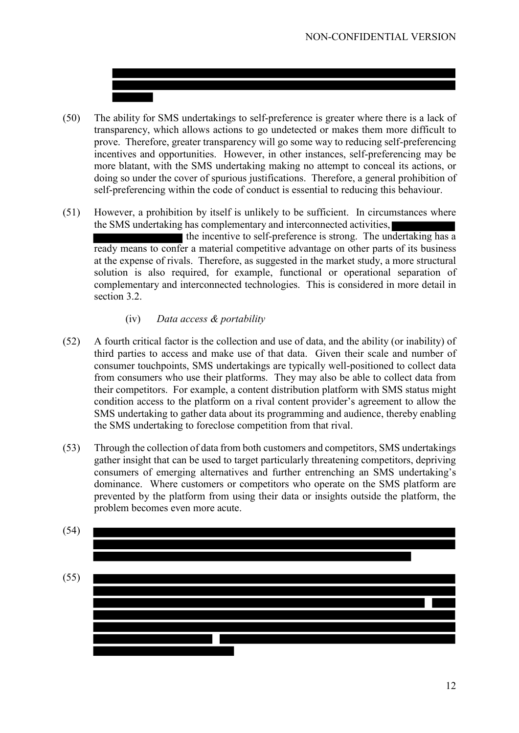(50) The ability for SMS undertakings to self-preference is greater where there is a lack of transparency, which allows actions to go undetected or makes them more difficult to prove. Therefore, greater transparency will go some way to reducing self-preferencing incentives and opportunities. However, in other instances, self-preferencing may be more blatant, with the SMS undertaking making no attempt to conceal its actions, or doing so under the cover of spurious justifications. Therefore, a general prohibition of self-preferencing within the code of conduct is essential to reducing this behaviour.

(51) However, a prohibition by itself is unlikely to be sufficient. In circumstances where the SMS undertaking has complementary and interconnected activities, the incentive to self-preference is strong. The undertaking has a ready means to confer a material competitive advantage on other parts of its business at the expense of rivals. Therefore, as suggested in the market study, a more structural solution is also required, for example, functional or operational separation of complementary and interconnected technologies. This is considered in more detail in section 3.2.

(iv) *Data access & portability*

(52) A fourth critical factor is the collection and use of data, and the ability (or inability) of third parties to access and make use of that data. Given their scale and number of consumer touchpoints, SMS undertakings are typically well-positioned to collect data from consumers who use their platforms. They may also be able to collect data from their competitors. For example, a content distribution platform with SMS status might condition access to the platform on a rival content provider's agreement to allow the SMS undertaking to gather data about its programming and audience, thereby enabling the SMS undertaking to foreclose competition from that rival.

(53) Through the collection of data from both customers and competitors, SMS undertakings gather insight that can be used to target particularly threatening competitors, depriving consumers of emerging alternatives and further entrenching an SMS undertaking's dominance. Where customers or competitors who operate on the SMS platform are prevented by the platform from using their data or insights outside the platform, the problem becomes even more acute.

(54)

(55)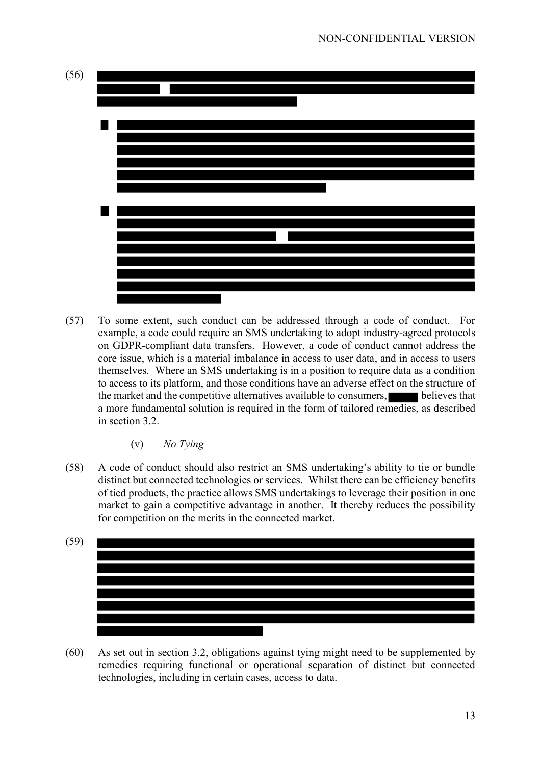(56) [REDACTED]

- [REDACTED]

- [REDACTED]

(57) To some extent, such conduct can be addressed through a code of conduct. For example, a code could require an SMS undertaking to adopt industry-agreed protocols on GDPR-compliant data transfers. However, a code of conduct cannot address the core issue, which is a material imbalance in access to user data, and in access to users themselves. Where an SMS undertaking is in a position to require data as a condition to access to its platform, and those conditions have an adverse effect on the structure of the market and the competitive alternatives available to consumers, [REDACTED] believes that a more fundamental solution is required in the form of tailored remedies, as described in section 3.2.

(v) *No Tying*

(58) A code of conduct should also restrict an SMS undertaking's ability to tie or bundle distinct but connected technologies or services. Whilst there can be efficiency benefits of tied products, the practice allows SMS undertakings to leverage their position in one market to gain a competitive advantage in another. It thereby reduces the possibility for competition on the merits in the connected market.

(59) [REDACTED]

(60) As set out in section 3.2, obligations against tying might need to be supplemented by remedies requiring functional or operational separation of distinct but connected technologies, including in certain cases, access to data.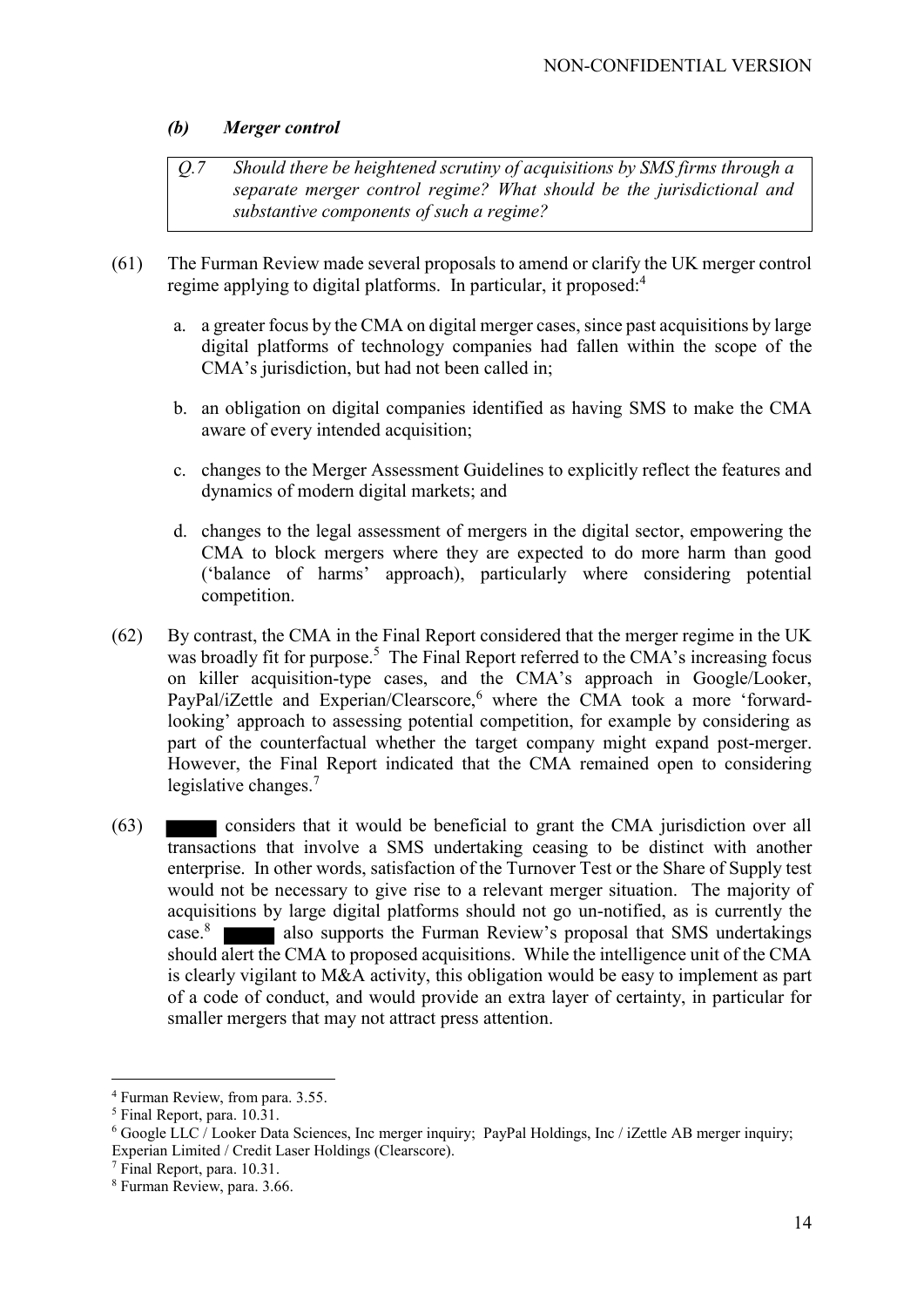### *(b) Merger control*

> *Q.7 Should there be heightened scrutiny of acquisitions by SMS firms through a separate merger control regime? What should be the jurisdictional and substantive components of such a regime?*

(61) The Furman Review made several proposals to amend or clarify the UK merger control regime applying to digital platforms. In particular, it proposed:[4]

a. a greater focus by the CMA on digital merger cases, since past acquisitions by large digital platforms of technology companies had fallen within the scope of the CMA's jurisdiction, but had not been called in;

b. an obligation on digital companies identified as having SMS to make the CMA aware of every intended acquisition;

c. changes to the Merger Assessment Guidelines to explicitly reflect the features and dynamics of modern digital markets; and

d. changes to the legal assessment of mergers in the digital sector, empowering the CMA to block mergers where they are expected to do more harm than good ('balance of harms' approach), particularly where considering potential competition.

(62) By contrast, the CMA in the Final Report considered that the merger regime in the UK was broadly fit for purpose.[5] The Final Report referred to the CMA's increasing focus on killer acquisition-type cases, and the CMA's approach in Google/Looker, PayPal/iZettle and Experian/Clearscore,[6] where the CMA took a more 'forward-looking' approach to assessing potential competition, for example by considering as part of the counterfactual whether the target company might expand post-merger. However, the Final Report indicated that the CMA remained open to considering legislative changes.[7]

(63) [REDACTED] considers that it would be beneficial to grant the CMA jurisdiction over all transactions that involve a SMS undertaking ceasing to be distinct with another enterprise. In other words, satisfaction of the Turnover Test or the Share of Supply test would not be necessary to give rise to a relevant merger situation. The majority of acquisitions by large digital platforms should not go un-notified, as is currently the case.[8] [REDACTED] also supports the Furman Review's proposal that SMS undertakings should alert the CMA to proposed acquisitions. While the intelligence unit of the CMA is clearly vigilant to M&A activity, this obligation would be easy to implement as part of a code of conduct, and would provide an extra layer of certainty, in particular for smaller mergers that may not attract press attention.

---

[4] Furman Review, from para. 3.55.

[5] Final Report, para. 10.31.

[6] Google LLC / Looker Data Sciences, Inc merger inquiry; PayPal Holdings, Inc / iZettle AB merger inquiry; Experian Limited / Credit Laser Holdings (Clearscore).

[7] Final Report, para. 10.31.

[8] Furman Review, para. 3.66.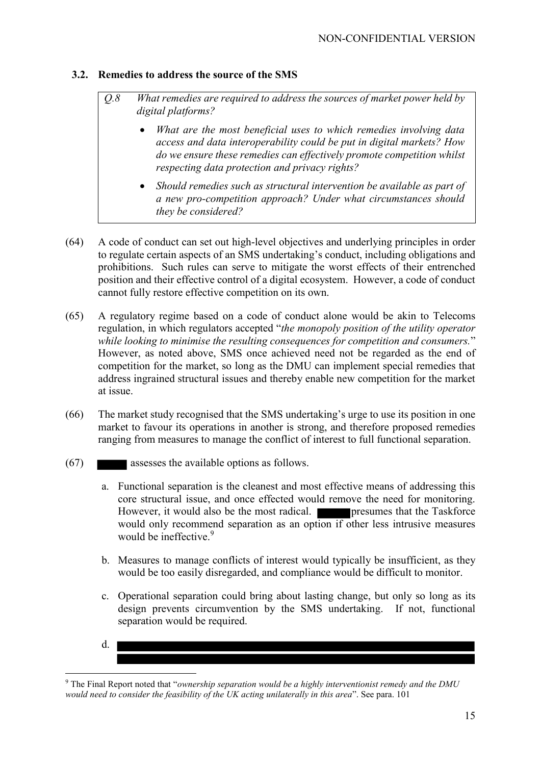### 3.2. Remedies to address the source of the SMS

> *Q.8 What remedies are required to address the sources of market power held by digital platforms?*
>
> - *What are the most beneficial uses to which remedies involving data access and data interoperability could be put in digital markets? How do we ensure these remedies can effectively promote competition whilst respecting data protection and privacy rights?*
> - *Should remedies such as structural intervention be available as part of a new pro-competition approach? Under what circumstances should they be considered?*

(64) A code of conduct can set out high-level objectives and underlying principles in order to regulate certain aspects of an SMS undertaking's conduct, including obligations and prohibitions. Such rules can serve to mitigate the worst effects of their entrenched position and their effective control of a digital ecosystem. However, a code of conduct cannot fully restore effective competition on its own.

(65) A regulatory regime based on a code of conduct alone would be akin to Telecoms regulation, in which regulators accepted "*the monopoly position of the utility operator while looking to minimise the resulting consequences for competition and consumers.*" However, as noted above, SMS once achieved need not be regarded as the end of competition for the market, so long as the DMU can implement special remedies that address ingrained structural issues and thereby enable new competition for the market at issue.

(66) The market study recognised that the SMS undertaking's urge to use its position in one market to favour its operations in another is strong, and therefore proposed remedies ranging from measures to manage the conflict of interest to full functional separation.

(67) [REDACTED] assesses the available options as follows.

a. Functional separation is the cleanest and most effective means of addressing this core structural issue, and once effected would remove the need for monitoring. However, it would also be the most radical. [REDACTED] presumes that the Taskforce would only recommend separation as an option if other less intrusive measures would be ineffective.[9]

b. Measures to manage conflicts of interest would typically be insufficient, as they would be too easily disregarded, and compliance would be difficult to monitor.

c. Operational separation could bring about lasting change, but only so long as its design prevents circumvention by the SMS undertaking. If not, functional separation would be required.

d. [REDACTED]

---

[9] The Final Report noted that "*ownership separation would be a highly interventionist remedy and the DMU would need to consider the feasibility of the UK acting unilaterally in this area*". See para. 101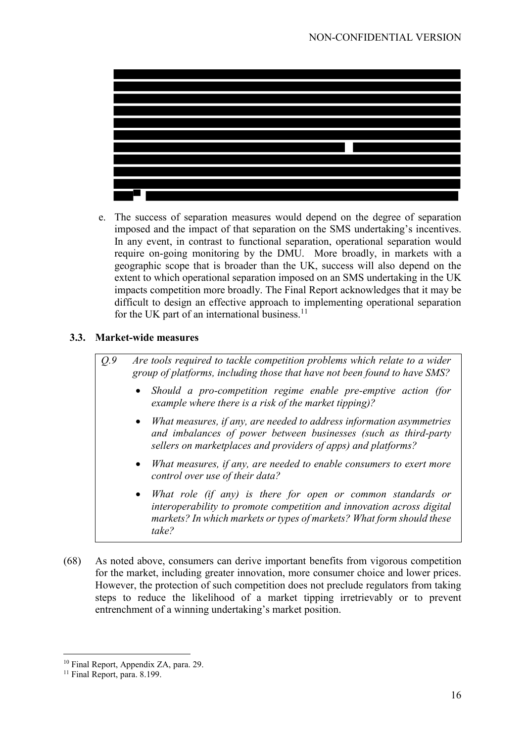e. The success of separation measures would depend on the degree of separation imposed and the impact of that separation on the SMS undertaking's incentives. In any event, in contrast to functional separation, operational separation would require on-going monitoring by the DMU. More broadly, in markets with a geographic scope that is broader than the UK, success will also depend on the extent to which operational separation imposed on an SMS undertaking in the UK impacts competition more broadly. The Final Report acknowledges that it may be difficult to design an effective approach to implementing operational separation for the UK part of an international business.[11]

### 3.3. Market-wide measures

> *Q.9 Are tools required to tackle competition problems which relate to a wider group of platforms, including those that have not been found to have SMS?*
>
> - *Should a pro-competition regime enable pre-emptive action (for example where there is a risk of the market tipping)?*
> - *What measures, if any, are needed to address information asymmetries and imbalances of power between businesses (such as third-party sellers on marketplaces and providers of apps) and platforms?*
> - *What measures, if any, are needed to enable consumers to exert more control over use of their data?*
> - *What role (if any) is there for open or common standards or interoperability to promote competition and innovation across digital markets? In which markets or types of markets? What form should these take?*

(68) As noted above, consumers can derive important benefits from vigorous competition for the market, including greater innovation, more consumer choice and lower prices. However, the protection of such competition does not preclude regulators from taking steps to reduce the likelihood of a market tipping irretrievably or to prevent entrenchment of a winning undertaking's market position.

---

[10] Final Report, Appendix ZA, para. 29.

[11] Final Report, para. 8.199.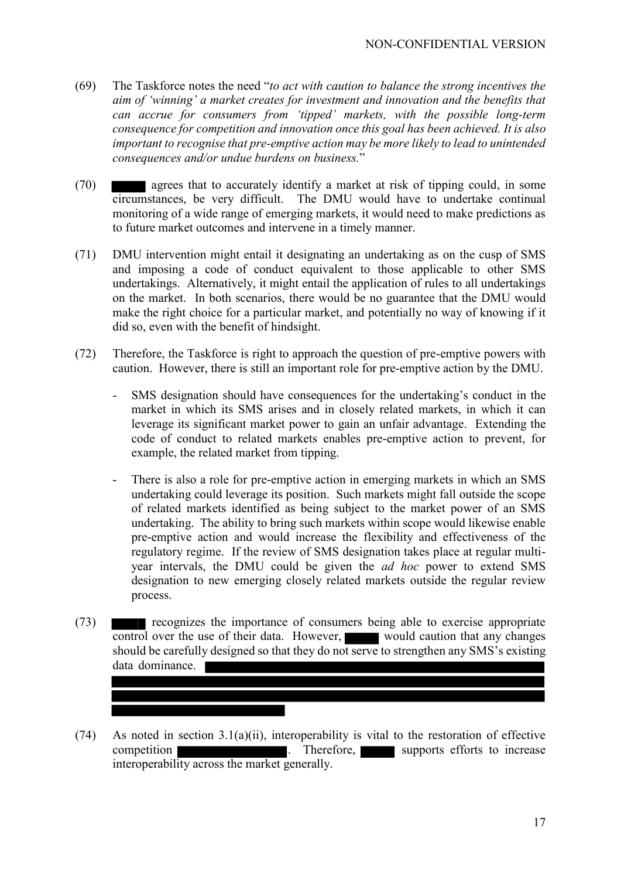(69) The Taskforce notes the need "*to act with caution to balance the strong incentives the aim of 'winning' a market creates for investment and innovation and the benefits that can accrue for consumers from 'tipped' markets, with the possible long-term consequence for competition and innovation once this goal has been achieved. It is also important to recognise that pre-emptive action may be more likely to lead to unintended consequences and/or undue burdens on business.*"

(70) [REDACTED] agrees that to accurately identify a market at risk of tipping could, in some circumstances, be very difficult. The DMU would have to undertake continual monitoring of a wide range of emerging markets, it would need to make predictions as to future market outcomes and intervene in a timely manner.

(71) DMU intervention might entail it designating an undertaking as on the cusp of SMS and imposing a code of conduct equivalent to those applicable to other SMS undertakings. Alternatively, it might entail the application of rules to all undertakings on the market. In both scenarios, there would be no guarantee that the DMU would make the right choice for a particular market, and potentially no way of knowing if it did so, even with the benefit of hindsight.

(72) Therefore, the Taskforce is right to approach the question of pre-emptive powers with caution. However, there is still an important role for pre-emptive action by the DMU.

- SMS designation should have consequences for the undertaking's conduct in the market in which its SMS arises and in closely related markets, in which it can leverage its significant market power to gain an unfair advantage. Extending the code of conduct to related markets enables pre-emptive action to prevent, for example, the related market from tipping.
- There is also a role for pre-emptive action in emerging markets in which an SMS undertaking could leverage its position. Such markets might fall outside the scope of related markets identified as being subject to the market power of an SMS undertaking. The ability to bring such markets within scope would likewise enable pre-emptive action and would increase the flexibility and effectiveness of the regulatory regime. If the review of SMS designation takes place at regular multi-year intervals, the DMU could be given the *ad hoc* power to extend SMS designation to new emerging closely related markets outside the regular review process.

(73) [REDACTED] recognizes the importance of consumers being able to exercise appropriate control over the use of their data. However, [REDACTED] would caution that any changes should be carefully designed so that they do not serve to strengthen any SMS's existing data dominance. [REDACTED]

(74) As noted in section 3.1(a)(ii), interoperability is vital to the restoration of effective competition [REDACTED]. Therefore, [REDACTED] supports efforts to increase interoperability across the market generally.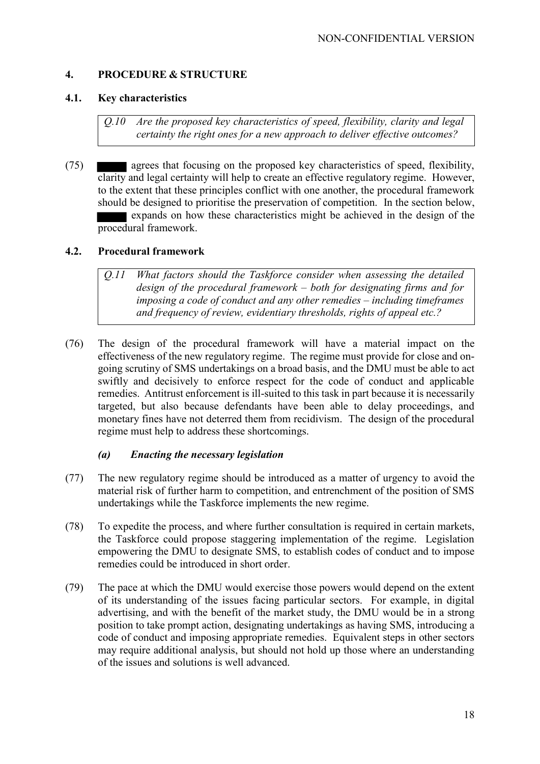NON-CONFIDENTIAL VERSION

## 4. PROCEDURE & STRUCTURE

### 4.1. Key characteristics

> *Q.10 Are the proposed key characteristics of speed, flexibility, clarity and legal certainty the right ones for a new approach to deliver effective outcomes?*

(75) ████ agrees that focusing on the proposed key characteristics of speed, flexibility, clarity and legal certainty will help to create an effective regulatory regime. However, to the extent that these principles conflict with one another, the procedural framework should be designed to prioritise the preservation of competition. In the section below, ████ expands on how these characteristics might be achieved in the design of the procedural framework.

### 4.2. Procedural framework

> *Q.11 What factors should the Taskforce consider when assessing the detailed design of the procedural framework – both for designating firms and for imposing a code of conduct and any other remedies – including timeframes and frequency of review, evidentiary thresholds, rights of appeal etc.?*

(76) The design of the procedural framework will have a material impact on the effectiveness of the new regulatory regime. The regime must provide for close and on-going scrutiny of SMS undertakings on a broad basis, and the DMU must be able to act swiftly and decisively to enforce respect for the code of conduct and applicable remedies. Antitrust enforcement is ill-suited to this task in part because it is necessarily targeted, but also because defendants have been able to delay proceedings, and monetary fines have not deterred them from recidivism. The design of the procedural regime must help to address these shortcomings.

#### *(a) Enacting the necessary legislation*

(77) The new regulatory regime should be introduced as a matter of urgency to avoid the material risk of further harm to competition, and entrenchment of the position of SMS undertakings while the Taskforce implements the new regime.

(78) To expedite the process, and where further consultation is required in certain markets, the Taskforce could propose staggering implementation of the regime. Legislation empowering the DMU to designate SMS, to establish codes of conduct and to impose remedies could be introduced in short order.

(79) The pace at which the DMU would exercise those powers would depend on the extent of its understanding of the issues facing particular sectors. For example, in digital advertising, and with the benefit of the market study, the DMU would be in a strong position to take prompt action, designating undertakings as having SMS, introducing a code of conduct and imposing appropriate remedies. Equivalent steps in other sectors may require additional analysis, but should not hold up those where an understanding of the issues and solutions is well advanced.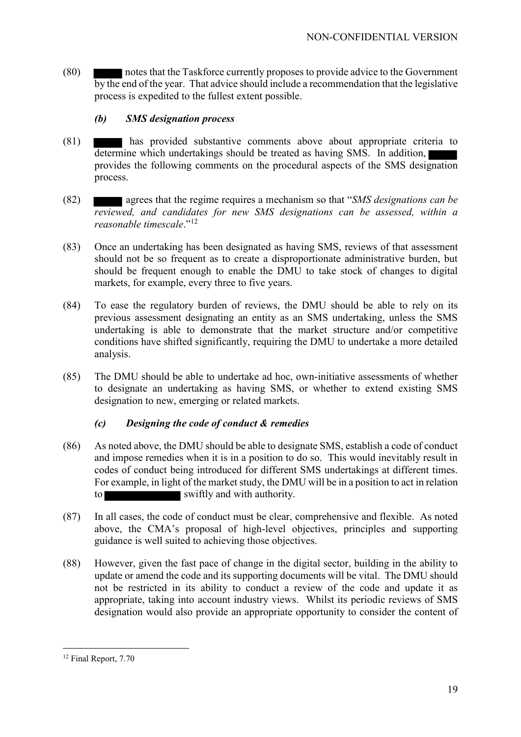(80) ████ notes that the Taskforce currently proposes to provide advice to the Government by the end of the year. That advice should include a recommendation that the legislative process is expedited to the fullest extent possible.

### *(b) SMS designation process*

(81) ████ has provided substantive comments above about appropriate criteria to determine which undertakings should be treated as having SMS. In addition, ████ provides the following comments on the procedural aspects of the SMS designation process.

(82) ████ agrees that the regime requires a mechanism so that "*SMS designations can be reviewed, and candidates for new SMS designations can be assessed, within a reasonable timescale*."[12]

(83) Once an undertaking has been designated as having SMS, reviews of that assessment should not be so frequent as to create a disproportionate administrative burden, but should be frequent enough to enable the DMU to take stock of changes to digital markets, for example, every three to five years.

(84) To ease the regulatory burden of reviews, the DMU should be able to rely on its previous assessment designating an entity as an SMS undertaking, unless the SMS undertaking is able to demonstrate that the market structure and/or competitive conditions have shifted significantly, requiring the DMU to undertake a more detailed analysis.

(85) The DMU should be able to undertake ad hoc, own-initiative assessments of whether to designate an undertaking as having SMS, or whether to extend existing SMS designation to new, emerging or related markets.

### *(c) Designing the code of conduct & remedies*

(86) As noted above, the DMU should be able to designate SMS, establish a code of conduct and impose remedies when it is in a position to do so. This would inevitably result in codes of conduct being introduced for different SMS undertakings at different times. For example, in light of the market study, the DMU will be in a position to act in relation to ████████ swiftly and with authority.

(87) In all cases, the code of conduct must be clear, comprehensive and flexible. As noted above, the CMA's proposal of high-level objectives, principles and supporting guidance is well suited to achieving those objectives.

(88) However, given the fast pace of change in the digital sector, building in the ability to update or amend the code and its supporting documents will be vital. The DMU should not be restricted in its ability to conduct a review of the code and update it as appropriate, taking into account industry views. Whilst its periodic reviews of SMS designation would also provide an appropriate opportunity to consider the content of

---

[12] Final Report, 7.70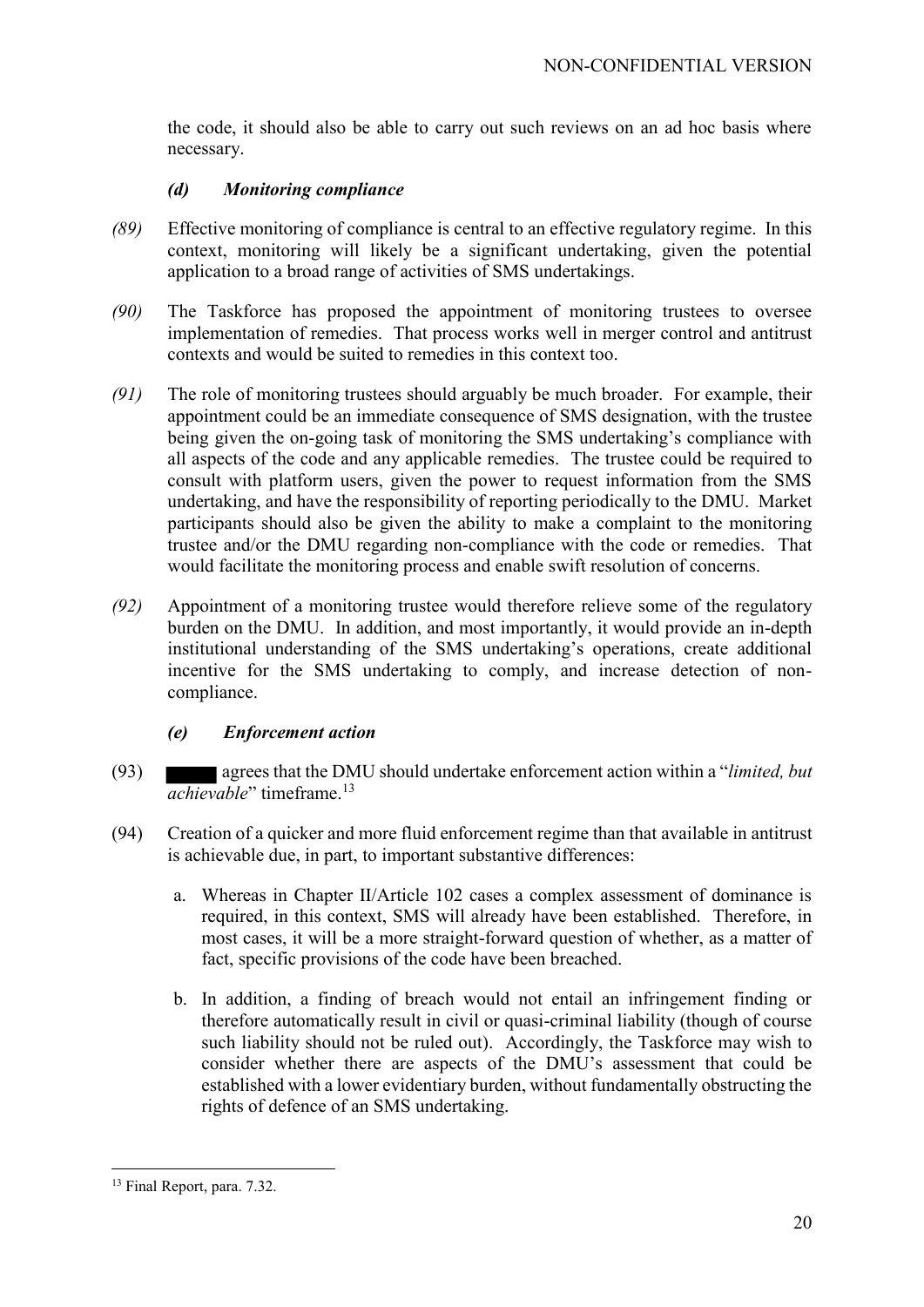the code, it should also be able to carry out such reviews on an ad hoc basis where necessary.

#### *(d) Monitoring compliance*

*(89)* Effective monitoring of compliance is central to an effective regulatory regime. In this context, monitoring will likely be a significant undertaking, given the potential application to a broad range of activities of SMS undertakings.

*(90)* The Taskforce has proposed the appointment of monitoring trustees to oversee implementation of remedies. That process works well in merger control and antitrust contexts and would be suited to remedies in this context too.

*(91)* The role of monitoring trustees should arguably be much broader. For example, their appointment could be an immediate consequence of SMS designation, with the trustee being given the on-going task of monitoring the SMS undertaking's compliance with all aspects of the code and any applicable remedies. The trustee could be required to consult with platform users, given the power to request information from the SMS undertaking, and have the responsibility of reporting periodically to the DMU. Market participants should also be given the ability to make a complaint to the monitoring trustee and/or the DMU regarding non-compliance with the code or remedies. That would facilitate the monitoring process and enable swift resolution of concerns.

*(92)* Appointment of a monitoring trustee would therefore relieve some of the regulatory burden on the DMU. In addition, and most importantly, it would provide an in-depth institutional understanding of the SMS undertaking's operations, create additional incentive for the SMS undertaking to comply, and increase detection of non-compliance.

#### *(e) Enforcement action*

(93) ████ agrees that the DMU should undertake enforcement action within a "*limited, but achievable*" timeframe.[13]

(94) Creation of a quicker and more fluid enforcement regime than that available in antitrust is achievable due, in part, to important substantive differences:

a. Whereas in Chapter II/Article 102 cases a complex assessment of dominance is required, in this context, SMS will already have been established. Therefore, in most cases, it will be a more straight-forward question of whether, as a matter of fact, specific provisions of the code have been breached.

b. In addition, a finding of breach would not entail an infringement finding or therefore automatically result in civil or quasi-criminal liability (though of course such liability should not be ruled out). Accordingly, the Taskforce may wish to consider whether there are aspects of the DMU's assessment that could be established with a lower evidentiary burden, without fundamentally obstructing the rights of defence of an SMS undertaking.

---

[13] Final Report, para. 7.32.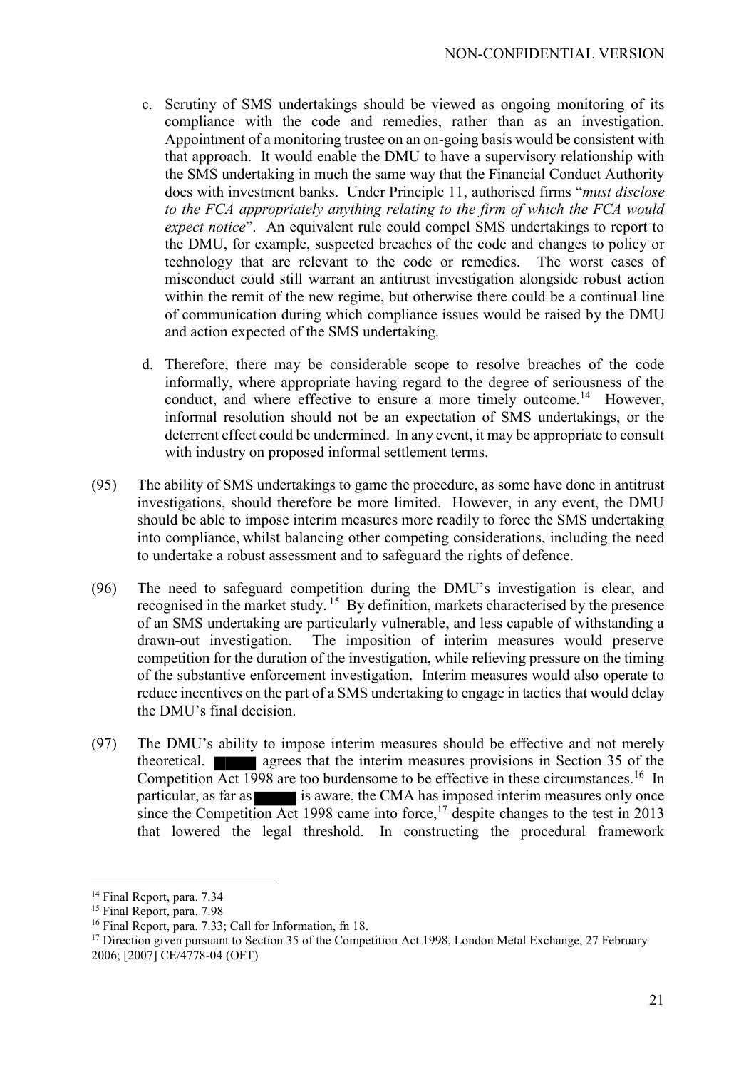c. Scrutiny of SMS undertakings should be viewed as ongoing monitoring of its compliance with the code and remedies, rather than as an investigation. Appointment of a monitoring trustee on an on-going basis would be consistent with that approach. It would enable the DMU to have a supervisory relationship with the SMS undertaking in much the same way that the Financial Conduct Authority does with investment banks. Under Principle 11, authorised firms "*must disclose to the FCA appropriately anything relating to the firm of which the FCA would expect notice*". An equivalent rule could compel SMS undertakings to report to the DMU, for example, suspected breaches of the code and changes to policy or technology that are relevant to the code or remedies. The worst cases of misconduct could still warrant an antitrust investigation alongside robust action within the remit of the new regime, but otherwise there could be a continual line of communication during which compliance issues would be raised by the DMU and action expected of the SMS undertaking.

d. Therefore, there may be considerable scope to resolve breaches of the code informally, where appropriate having regard to the degree of seriousness of the conduct, and where effective to ensure a more timely outcome.[14] However, informal resolution should not be an expectation of SMS undertakings, or the deterrent effect could be undermined. In any event, it may be appropriate to consult with industry on proposed informal settlement terms.

(95) The ability of SMS undertakings to game the procedure, as some have done in antitrust investigations, should therefore be more limited. However, in any event, the DMU should be able to impose interim measures more readily to force the SMS undertaking into compliance, whilst balancing other competing considerations, including the need to undertake a robust assessment and to safeguard the rights of defence.

(96) The need to safeguard competition during the DMU's investigation is clear, and recognised in the market study.[15] By definition, markets characterised by the presence of an SMS undertaking are particularly vulnerable, and less capable of withstanding a drawn-out investigation. The imposition of interim measures would preserve competition for the duration of the investigation, while relieving pressure on the timing of the substantive enforcement investigation. Interim measures would also operate to reduce incentives on the part of a SMS undertaking to engage in tactics that would delay the DMU's final decision.

(97) The DMU's ability to impose interim measures should be effective and not merely theoretical. ██████ agrees that the interim measures provisions in Section 35 of the Competition Act 1998 are too burdensome to be effective in these circumstances.[16] In particular, as far as ██████ is aware, the CMA has imposed interim measures only once since the Competition Act 1998 came into force,[17] despite changes to the test in 2013 that lowered the legal threshold. In constructing the procedural framework

---

[14] Final Report, para. 7.34

[15] Final Report, para. 7.98

[16] Final Report, para. 7.33; Call for Information, fn 18.

[17] Direction given pursuant to Section 35 of the Competition Act 1998, London Metal Exchange, 27 February 2006; [2007] CE/4778-04 (OFT)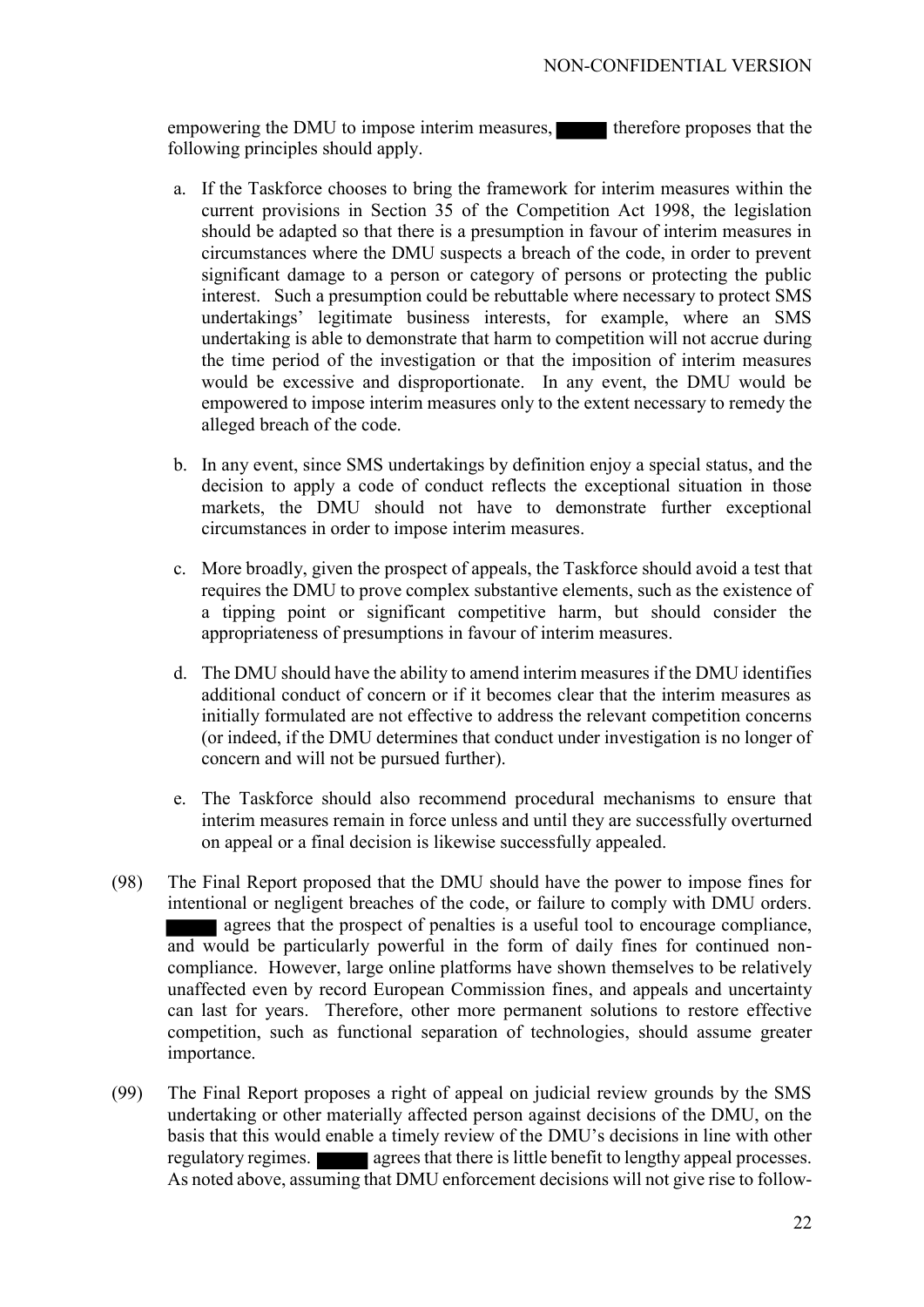empowering the DMU to impose interim measures, ■■■■■ therefore proposes that the following principles should apply.

a. If the Taskforce chooses to bring the framework for interim measures within the current provisions in Section 35 of the Competition Act 1998, the legislation should be adapted so that there is a presumption in favour of interim measures in circumstances where the DMU suspects a breach of the code, in order to prevent significant damage to a person or category of persons or protecting the public interest. Such a presumption could be rebuttable where necessary to protect SMS undertakings' legitimate business interests, for example, where an SMS undertaking is able to demonstrate that harm to competition will not accrue during the time period of the investigation or that the imposition of interim measures would be excessive and disproportionate. In any event, the DMU would be empowered to impose interim measures only to the extent necessary to remedy the alleged breach of the code.

b. In any event, since SMS undertakings by definition enjoy a special status, and the decision to apply a code of conduct reflects the exceptional situation in those markets, the DMU should not have to demonstrate further exceptional circumstances in order to impose interim measures.

c. More broadly, given the prospect of appeals, the Taskforce should avoid a test that requires the DMU to prove complex substantive elements, such as the existence of a tipping point or significant competitive harm, but should consider the appropriateness of presumptions in favour of interim measures.

d. The DMU should have the ability to amend interim measures if the DMU identifies additional conduct of concern or if it becomes clear that the interim measures as initially formulated are not effective to address the relevant competition concerns (or indeed, if the DMU determines that conduct under investigation is no longer of concern and will not be pursued further).

e. The Taskforce should also recommend procedural mechanisms to ensure that interim measures remain in force unless and until they are successfully overturned on appeal or a final decision is likewise successfully appealed.

(98) The Final Report proposed that the DMU should have the power to impose fines for intentional or negligent breaches of the code, or failure to comply with DMU orders. ■■■■■ agrees that the prospect of penalties is a useful tool to encourage compliance, and would be particularly powerful in the form of daily fines for continued non-compliance. However, large online platforms have shown themselves to be relatively unaffected even by record European Commission fines, and appeals and uncertainty can last for years. Therefore, other more permanent solutions to restore effective competition, such as functional separation of technologies, should assume greater importance.

(99) The Final Report proposes a right of appeal on judicial review grounds by the SMS undertaking or other materially affected person against decisions of the DMU, on the basis that this would enable a timely review of the DMU's decisions in line with other regulatory regimes. ■■■■■ agrees that there is little benefit to lengthy appeal processes. As noted above, assuming that DMU enforcement decisions will not give rise to follow-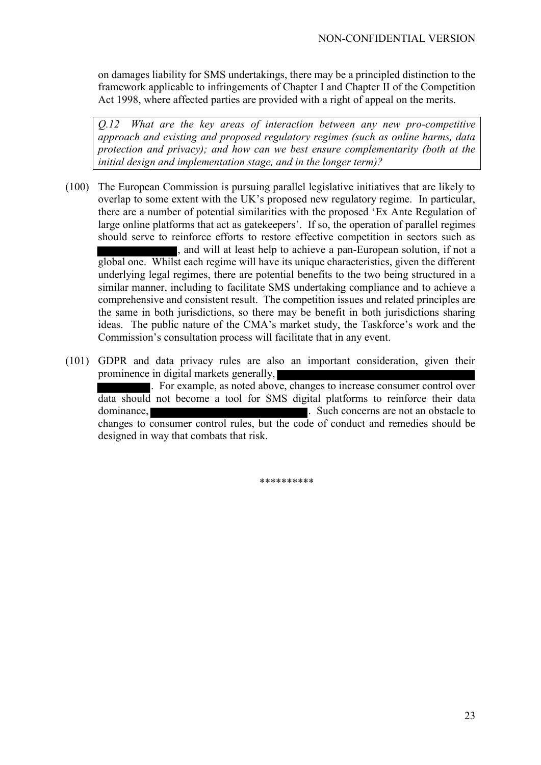on damages liability for SMS undertakings, there may be a principled distinction to the framework applicable to infringements of Chapter I and Chapter II of the Competition Act 1998, where affected parties are provided with a right of appeal on the merits.

*Q.12 What are the key areas of interaction between any new pro-competitive approach and existing and proposed regulatory regimes (such as online harms, data protection and privacy); and how can we best ensure complementarity (both at the initial design and implementation stage, and in the longer term)?*

(100) The European Commission is pursuing parallel legislative initiatives that are likely to overlap to some extent with the UK's proposed new regulatory regime. In particular, there are a number of potential similarities with the proposed 'Ex Ante Regulation of large online platforms that act as gatekeepers'. If so, the operation of parallel regimes should serve to reinforce efforts to restore effective competition in sectors such as [REDACTED], and will at least help to achieve a pan-European solution, if not a global one. Whilst each regime will have its unique characteristics, given the different underlying legal regimes, there are potential benefits to the two being structured in a similar manner, including to facilitate SMS undertaking compliance and to achieve a comprehensive and consistent result. The competition issues and related principles are the same in both jurisdictions, so there may be benefit in both jurisdictions sharing ideas. The public nature of the CMA's market study, the Taskforce's work and the Commission's consultation process will facilitate that in any event.

(101) GDPR and data privacy rules are also an important consideration, given their prominence in digital markets generally, [REDACTED]. For example, as noted above, changes to increase consumer control over data should not become a tool for SMS digital platforms to reinforce their data dominance, [REDACTED]. Such concerns are not an obstacle to changes to consumer control rules, but the code of conduct and remedies should be designed in way that combats that risk.

\*\*\*\*\*\*\*\*\*\*